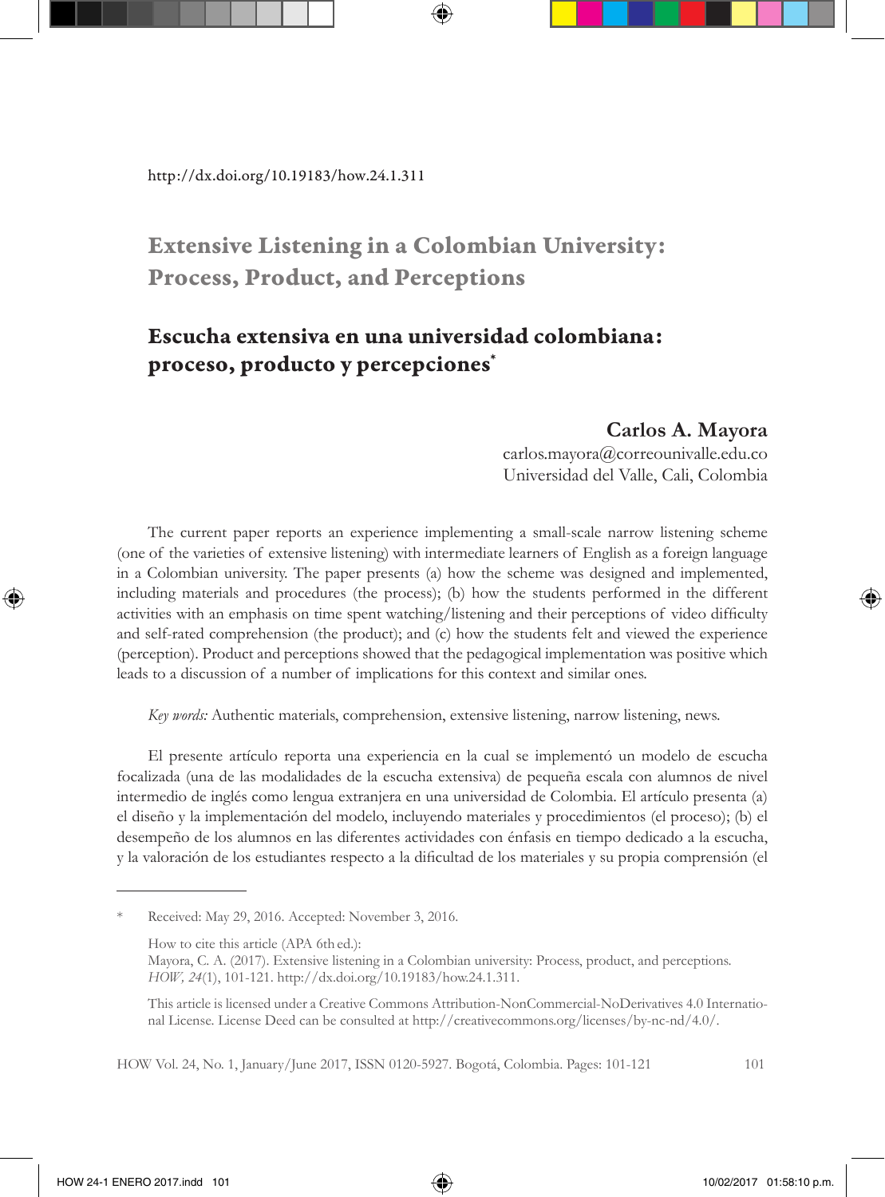http://dx.doi.org/10.19183/how.24.1.311

# Extensive Listening in a Colombian University: Process, Product, and Perceptions

## Escucha extensiva en una universidad colombiana: proceso, producto y percepciones*

**Carlos A. Mayora**
carlos.mayora@correounivalle.edu.co
Universidad del Valle, Cali, Colombia

The current paper reports an experience implementing a small-scale narrow listening scheme (one of the varieties of extensive listening) with intermediate learners of English as a foreign language in a Colombian university. The paper presents (a) how the scheme was designed and implemented, including materials and procedures (the process); (b) how the students performed in the different activities with an emphasis on time spent watching/listening and their perceptions of video difficulty and self-rated comprehension (the product); and (c) how the students felt and viewed the experience (perception). Product and perceptions showed that the pedagogical implementation was positive which leads to a discussion of a number of implications for this context and similar ones.

*Key words:* Authentic materials, comprehension, extensive listening, narrow listening, news.

El presente artículo reporta una experiencia en la cual se implementó un modelo de escucha focalizada (una de las modalidades de la escucha extensiva) de pequeña escala con alumnos de nivel intermedio de inglés como lengua extranjera en una universidad de Colombia. El artículo presenta (a) el diseño y la implementación del modelo, incluyendo materiales y procedimientos (el proceso); (b) el desempeño de los alumnos en las diferentes actividades con énfasis en tiempo dedicado a la escucha, y la valoración de los estudiantes respecto a la dificultad de los materiales y su propia comprensión (el

---

\* Received: May 29, 2016. Accepted: November 3, 2016.

How to cite this article (APA 6th ed.):
Mayora, C. A. (2017). Extensive listening in a Colombian university: Process, product, and perceptions. *HOW, 24*(1), 101-121. http://dx.doi.org/10.19183/how.24.1.311.

This article is licensed under a Creative Commons Attribution-NonCommercial-NoDerivatives 4.0 International License. License Deed can be consulted at http://creativecommons.org/licenses/by-nc-nd/4.0/.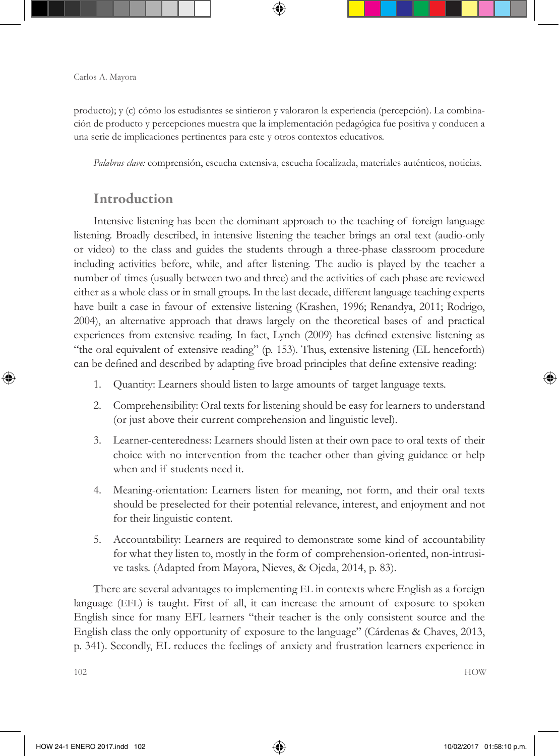producto); y (c) cómo los estudiantes se sintieron y valoraron la experiencia (percepción). La combinación de producto y percepciones muestra que la implementación pedagógica fue positiva y conducen a una serie de implicaciones pertinentes para este y otros contextos educativos.

*Palabras clave:* comprensión, escucha extensiva, escucha focalizada, materiales auténticos, noticias.

## Introduction

Intensive listening has been the dominant approach to the teaching of foreign language listening. Broadly described, in intensive listening the teacher brings an oral text (audio-only or video) to the class and guides the students through a three-phase classroom procedure including activities before, while, and after listening. The audio is played by the teacher a number of times (usually between two and three) and the activities of each phase are reviewed either as a whole class or in small groups. In the last decade, different language teaching experts have built a case in favour of extensive listening (Krashen, 1996; Renandya, 2011; Rodrigo, 2004), an alternative approach that draws largely on the theoretical bases of and practical experiences from extensive reading. In fact, Lynch (2009) has defined extensive listening as "the oral equivalent of extensive reading" (p. 153). Thus, extensive listening (EL henceforth) can be defined and described by adapting five broad principles that define extensive reading:

1. Quantity: Learners should listen to large amounts of target language texts.
2. Comprehensibility: Oral texts for listening should be easy for learners to understand (or just above their current comprehension and linguistic level).
3. Learner-centeredness: Learners should listen at their own pace to oral texts of their choice with no intervention from the teacher other than giving guidance or help when and if students need it.
4. Meaning-orientation: Learners listen for meaning, not form, and their oral texts should be preselected for their potential relevance, interest, and enjoyment and not for their linguistic content.
5. Accountability: Learners are required to demonstrate some kind of accountability for what they listen to, mostly in the form of comprehension-oriented, non-intrusive tasks. (Adapted from Mayora, Nieves, & Ojeda, 2014, p. 83).

There are several advantages to implementing EL in contexts where English as a foreign language (EFL) is taught. First of all, it can increase the amount of exposure to spoken English since for many EFL learners "their teacher is the only consistent source and the English class the only opportunity of exposure to the language" (Cárdenas & Chaves, 2013, p. 341). Secondly, EL reduces the feelings of anxiety and frustration learners experience in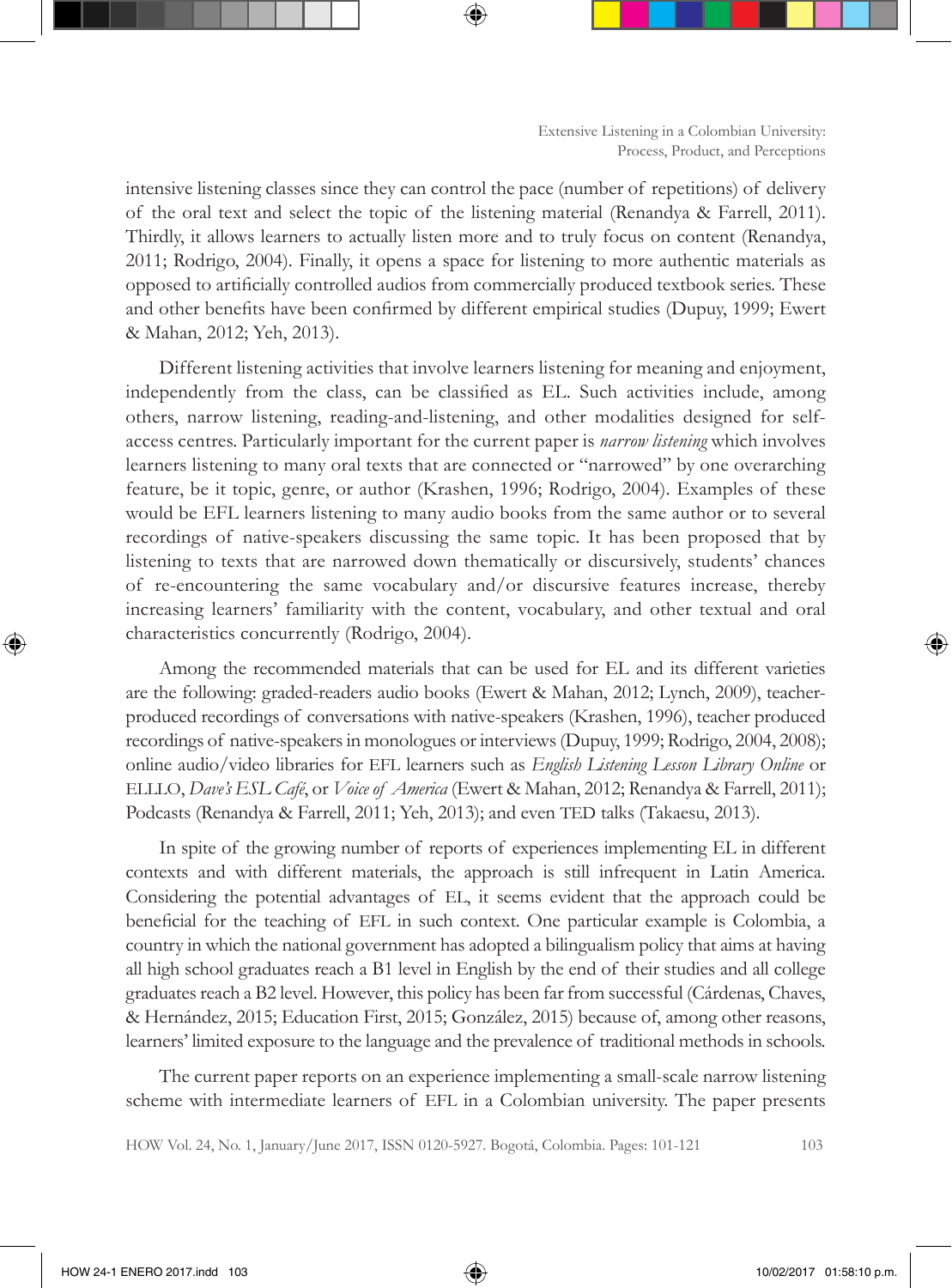intensive listening classes since they can control the pace (number of repetitions) of delivery of the oral text and select the topic of the listening material (Renandya & Farrell, 2011). Thirdly, it allows learners to actually listen more and to truly focus on content (Renandya, 2011; Rodrigo, 2004). Finally, it opens a space for listening to more authentic materials as opposed to artificially controlled audios from commercially produced textbook series. These and other benefits have been confirmed by different empirical studies (Dupuy, 1999; Ewert & Mahan, 2012; Yeh, 2013).

Different listening activities that involve learners listening for meaning and enjoyment, independently from the class, can be classified as EL. Such activities include, among others, narrow listening, reading-and-listening, and other modalities designed for self-access centres. Particularly important for the current paper is *narrow listening* which involves learners listening to many oral texts that are connected or "narrowed" by one overarching feature, be it topic, genre, or author (Krashen, 1996; Rodrigo, 2004). Examples of these would be EFL learners listening to many audio books from the same author or to several recordings of native-speakers discussing the same topic. It has been proposed that by listening to texts that are narrowed down thematically or discursively, students' chances of re-encountering the same vocabulary and/or discursive features increase, thereby increasing learners' familiarity with the content, vocabulary, and other textual and oral characteristics concurrently (Rodrigo, 2004).

Among the recommended materials that can be used for EL and its different varieties are the following: graded-readers audio books (Ewert & Mahan, 2012; Lynch, 2009), teacher-produced recordings of conversations with native-speakers (Krashen, 1996), teacher produced recordings of native-speakers in monologues or interviews (Dupuy, 1999; Rodrigo, 2004, 2008); online audio/video libraries for EFL learners such as *English Listening Lesson Library Online* or ELLLO, *Dave's ESL Café*, or *Voice of America* (Ewert & Mahan, 2012; Renandya & Farrell, 2011); Podcasts (Renandya & Farrell, 2011; Yeh, 2013); and even TED talks (Takaesu, 2013).

In spite of the growing number of reports of experiences implementing EL in different contexts and with different materials, the approach is still infrequent in Latin America. Considering the potential advantages of EL, it seems evident that the approach could be beneficial for the teaching of EFL in such context. One particular example is Colombia, a country in which the national government has adopted a bilingualism policy that aims at having all high school graduates reach a B1 level in English by the end of their studies and all college graduates reach a B2 level. However, this policy has been far from successful (Cárdenas, Chaves, & Hernández, 2015; Education First, 2015; González, 2015) because of, among other reasons, learners' limited exposure to the language and the prevalence of traditional methods in schools.

The current paper reports on an experience implementing a small-scale narrow listening scheme with intermediate learners of EFL in a Colombian university. The paper presents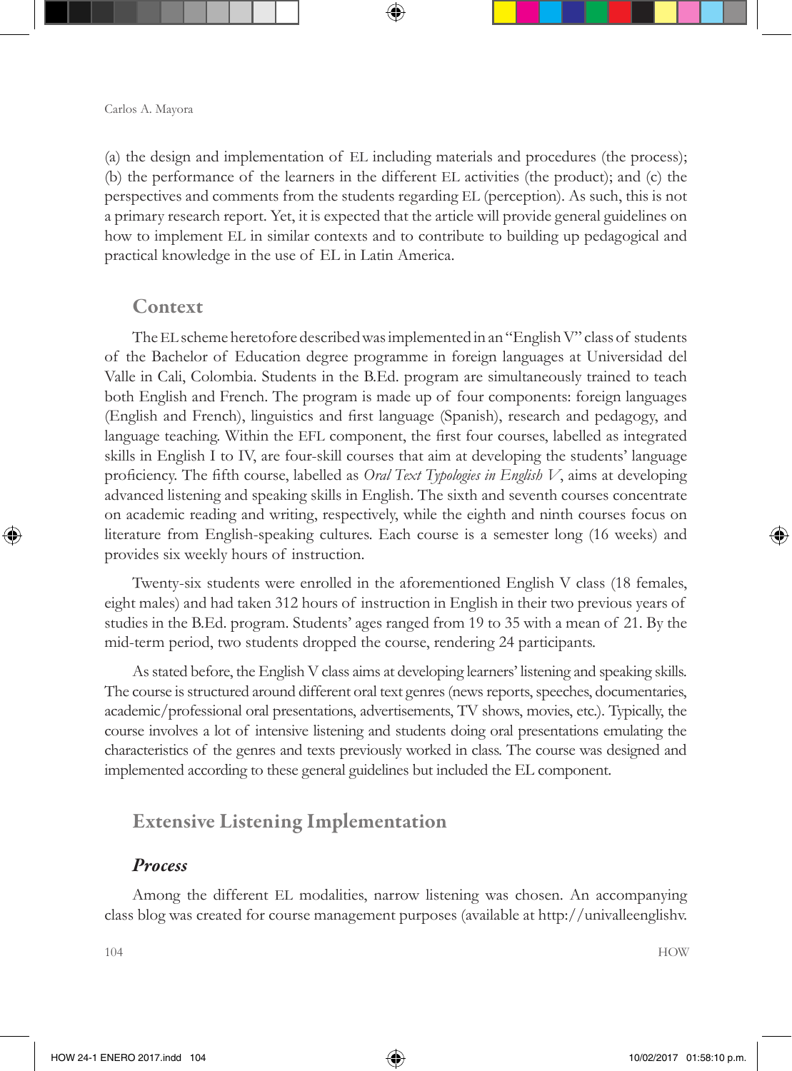(a) the design and implementation of EL including materials and procedures (the process); (b) the performance of the learners in the different EL activities (the product); and (c) the perspectives and comments from the students regarding EL (perception). As such, this is not a primary research report. Yet, it is expected that the article will provide general guidelines on how to implement EL in similar contexts and to contribute to building up pedagogical and practical knowledge in the use of EL in Latin America.

## Context

The EL scheme heretofore described was implemented in an "English V" class of students of the Bachelor of Education degree programme in foreign languages at Universidad del Valle in Cali, Colombia. Students in the B.Ed. program are simultaneously trained to teach both English and French. The program is made up of four components: foreign languages (English and French), linguistics and first language (Spanish), research and pedagogy, and language teaching. Within the EFL component, the first four courses, labelled as integrated skills in English I to IV, are four-skill courses that aim at developing the students' language proficiency. The fifth course, labelled as *Oral Text Typologies in English V*, aims at developing advanced listening and speaking skills in English. The sixth and seventh courses concentrate on academic reading and writing, respectively, while the eighth and ninth courses focus on literature from English-speaking cultures. Each course is a semester long (16 weeks) and provides six weekly hours of instruction.

Twenty-six students were enrolled in the aforementioned English V class (18 females, eight males) and had taken 312 hours of instruction in English in their two previous years of studies in the B.Ed. program. Students' ages ranged from 19 to 35 with a mean of 21. By the mid-term period, two students dropped the course, rendering 24 participants.

As stated before, the English V class aims at developing learners' listening and speaking skills. The course is structured around different oral text genres (news reports, speeches, documentaries, academic/professional oral presentations, advertisements, TV shows, movies, etc.). Typically, the course involves a lot of intensive listening and students doing oral presentations emulating the characteristics of the genres and texts previously worked in class. The course was designed and implemented according to these general guidelines but included the EL component.

## Extensive Listening Implementation

### *Process*

Among the different EL modalities, narrow listening was chosen. An accompanying class blog was created for course management purposes (available at http://univalleenglishv.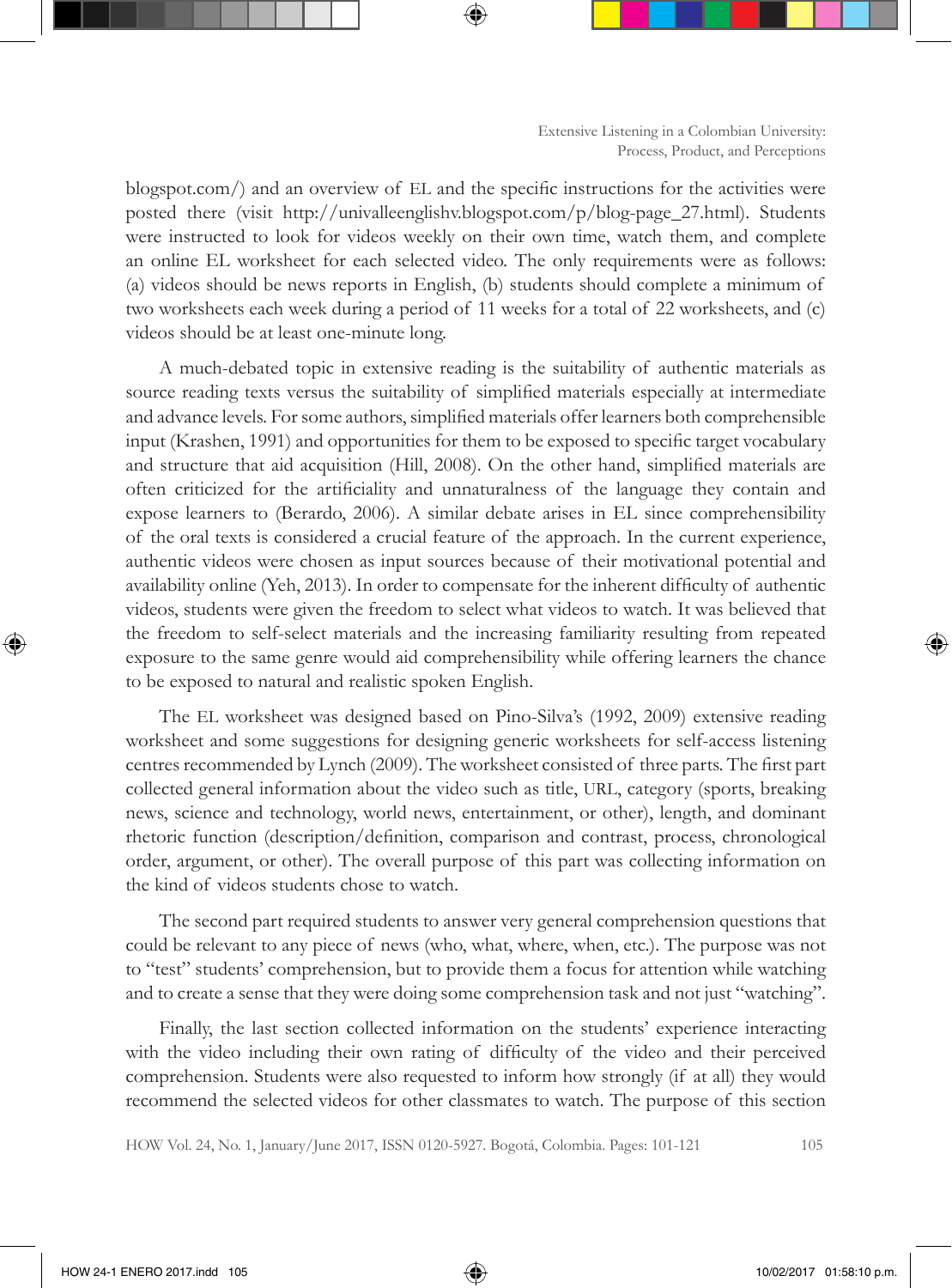blogspot.com/) and an overview of EL and the specific instructions for the activities were posted there (visit http://univalleenglishv.blogspot.com/p/blog-page_27.html). Students were instructed to look for videos weekly on their own time, watch them, and complete an online EL worksheet for each selected video. The only requirements were as follows: (a) videos should be news reports in English, (b) students should complete a minimum of two worksheets each week during a period of 11 weeks for a total of 22 worksheets, and (c) videos should be at least one-minute long.

A much-debated topic in extensive reading is the suitability of authentic materials as source reading texts versus the suitability of simplified materials especially at intermediate and advance levels. For some authors, simplified materials offer learners both comprehensible input (Krashen, 1991) and opportunities for them to be exposed to specific target vocabulary and structure that aid acquisition (Hill, 2008). On the other hand, simplified materials are often criticized for the artificiality and unnaturalness of the language they contain and expose learners to (Berardo, 2006). A similar debate arises in EL since comprehensibility of the oral texts is considered a crucial feature of the approach. In the current experience, authentic videos were chosen as input sources because of their motivational potential and availability online (Yeh, 2013). In order to compensate for the inherent difficulty of authentic videos, students were given the freedom to select what videos to watch. It was believed that the freedom to self-select materials and the increasing familiarity resulting from repeated exposure to the same genre would aid comprehensibility while offering learners the chance to be exposed to natural and realistic spoken English.

The EL worksheet was designed based on Pino-Silva's (1992, 2009) extensive reading worksheet and some suggestions for designing generic worksheets for self-access listening centres recommended by Lynch (2009). The worksheet consisted of three parts. The first part collected general information about the video such as title, URL, category (sports, breaking news, science and technology, world news, entertainment, or other), length, and dominant rhetoric function (description/definition, comparison and contrast, process, chronological order, argument, or other). The overall purpose of this part was collecting information on the kind of videos students chose to watch.

The second part required students to answer very general comprehension questions that could be relevant to any piece of news (who, what, where, when, etc.). The purpose was not to "test" students' comprehension, but to provide them a focus for attention while watching and to create a sense that they were doing some comprehension task and not just "watching".

Finally, the last section collected information on the students' experience interacting with the video including their own rating of difficulty of the video and their perceived comprehension. Students were also requested to inform how strongly (if at all) they would recommend the selected videos for other classmates to watch. The purpose of this section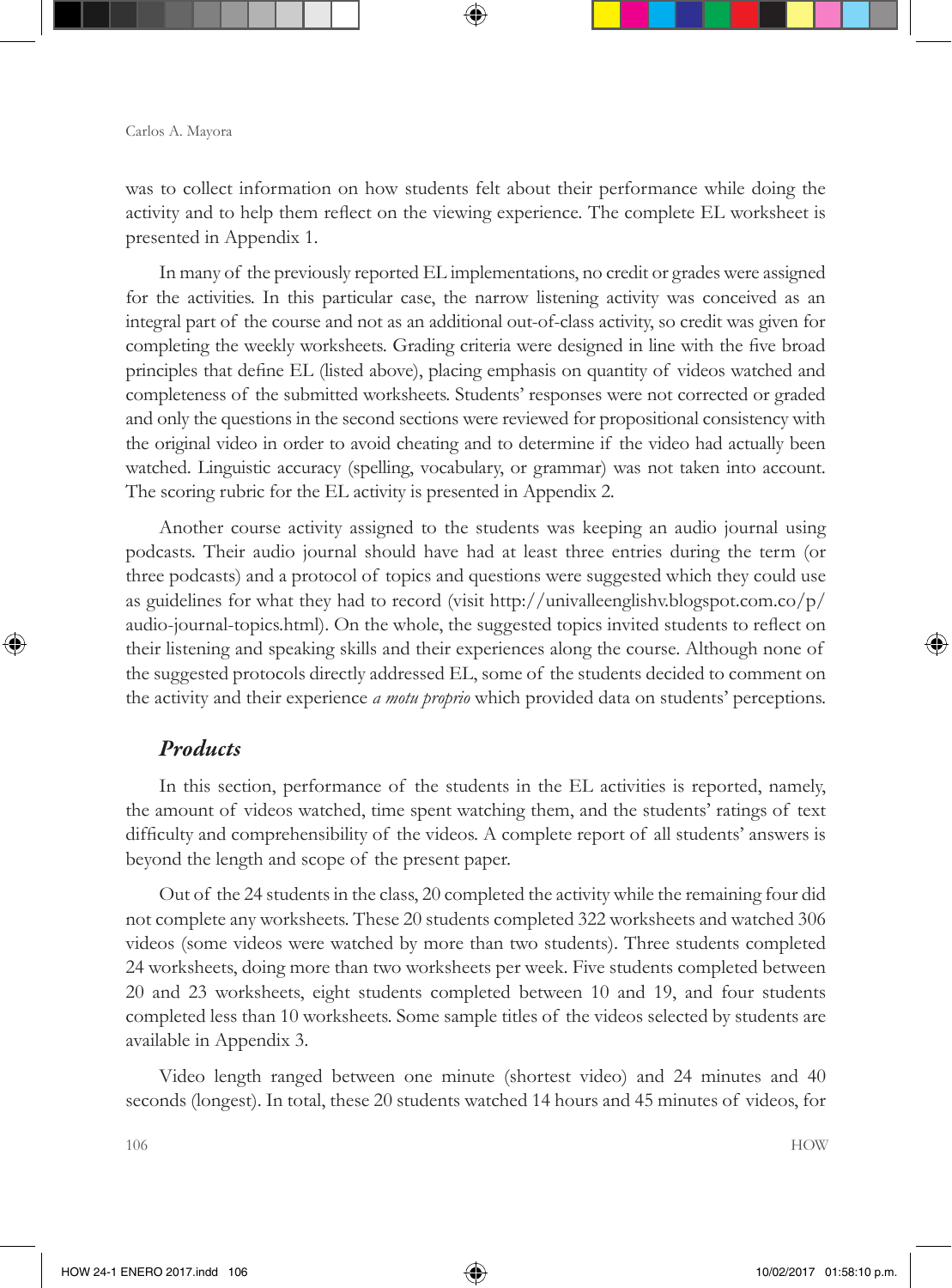was to collect information on how students felt about their performance while doing the activity and to help them reflect on the viewing experience. The complete EL worksheet is presented in Appendix 1.

In many of the previously reported EL implementations, no credit or grades were assigned for the activities. In this particular case, the narrow listening activity was conceived as an integral part of the course and not as an additional out-of-class activity, so credit was given for completing the weekly worksheets. Grading criteria were designed in line with the five broad principles that define EL (listed above), placing emphasis on quantity of videos watched and completeness of the submitted worksheets. Students' responses were not corrected or graded and only the questions in the second sections were reviewed for propositional consistency with the original video in order to avoid cheating and to determine if the video had actually been watched. Linguistic accuracy (spelling, vocabulary, or grammar) was not taken into account. The scoring rubric for the EL activity is presented in Appendix 2.

Another course activity assigned to the students was keeping an audio journal using podcasts. Their audio journal should have had at least three entries during the term (or three podcasts) and a protocol of topics and questions were suggested which they could use as guidelines for what they had to record (visit http://univalleenglishv.blogspot.com.co/p/audio-journal-topics.html). On the whole, the suggested topics invited students to reflect on their listening and speaking skills and their experiences along the course. Although none of the suggested protocols directly addressed EL, some of the students decided to comment on the activity and their experience *a motu proprio* which provided data on students' perceptions.

### *Products*

In this section, performance of the students in the EL activities is reported, namely, the amount of videos watched, time spent watching them, and the students' ratings of text difficulty and comprehensibility of the videos. A complete report of all students' answers is beyond the length and scope of the present paper.

Out of the 24 students in the class, 20 completed the activity while the remaining four did not complete any worksheets. These 20 students completed 322 worksheets and watched 306 videos (some videos were watched by more than two students). Three students completed 24 worksheets, doing more than two worksheets per week. Five students completed between 20 and 23 worksheets, eight students completed between 10 and 19, and four students completed less than 10 worksheets. Some sample titles of the videos selected by students are available in Appendix 3.

Video length ranged between one minute (shortest video) and 24 minutes and 40 seconds (longest). In total, these 20 students watched 14 hours and 45 minutes of videos, for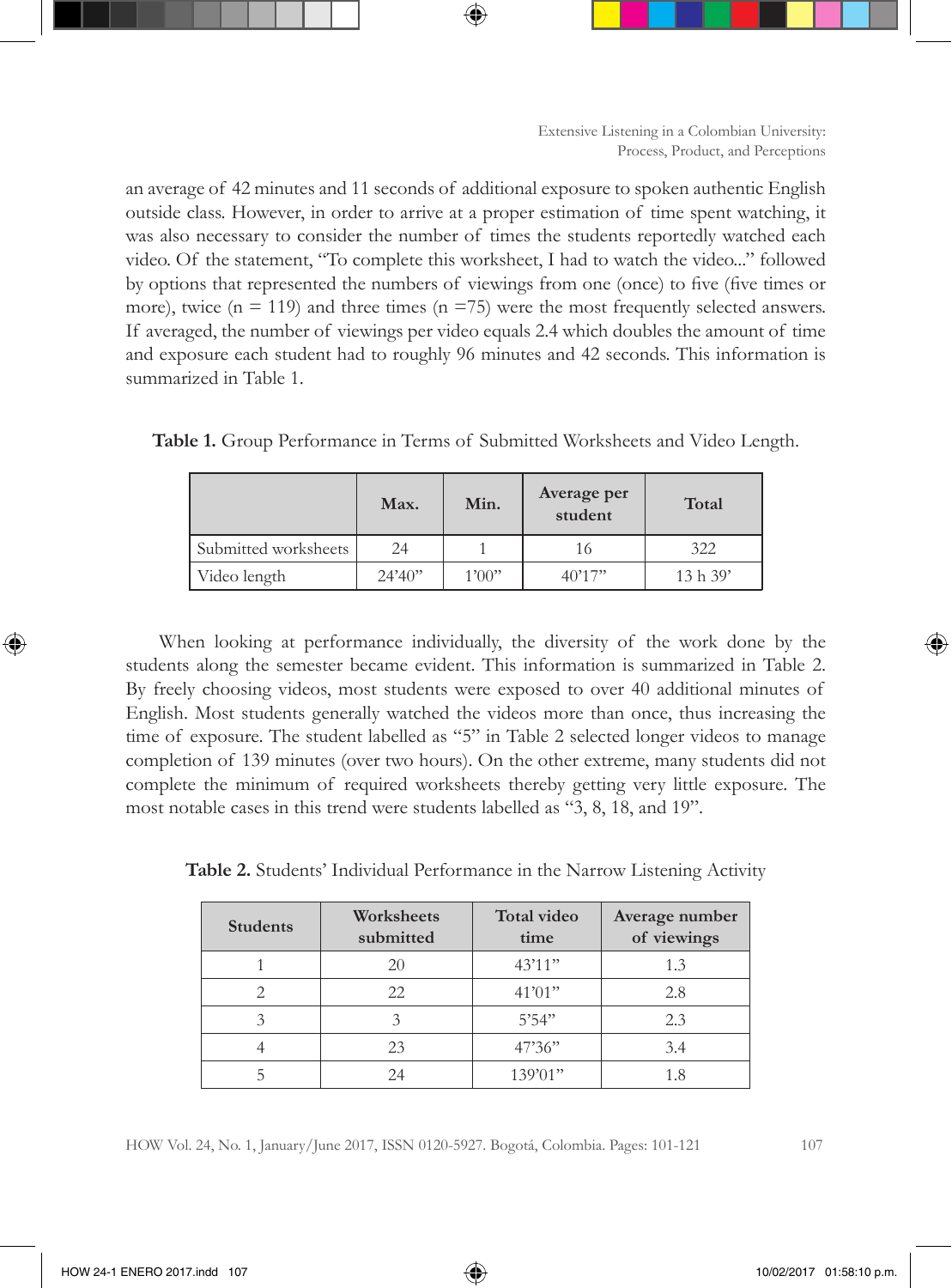an average of 42 minutes and 11 seconds of additional exposure to spoken authentic English outside class. However, in order to arrive at a proper estimation of time spent watching, it was also necessary to consider the number of times the students reportedly watched each video. Of the statement, "To complete this worksheet, I had to watch the video..." followed by options that represented the numbers of viewings from one (once) to five (five times or more), twice (n = 119) and three times (n =75) were the most frequently selected answers. If averaged, the number of viewings per video equals 2.4 which doubles the amount of time and exposure each student had to roughly 96 minutes and 42 seconds. This information is summarized in Table 1.

**Table 1.** Group Performance in Terms of Submitted Worksheets and Video Length.

| | Max. | Min. | Average per student | Total |
|---|---|---|---|---|
| Submitted worksheets | 24 | 1 | 16 | 322 |
| Video length | 24'40" | 1'00" | 40'17" | 13 h 39' |

When looking at performance individually, the diversity of the work done by the students along the semester became evident. This information is summarized in Table 2. By freely choosing videos, most students were exposed to over 40 additional minutes of English. Most students generally watched the videos more than once, thus increasing the time of exposure. The student labelled as "5" in Table 2 selected longer videos to manage completion of 139 minutes (over two hours). On the other extreme, many students did not complete the minimum of required worksheets thereby getting very little exposure. The most notable cases in this trend were students labelled as "3, 8, 18, and 19".

**Table 2.** Students' Individual Performance in the Narrow Listening Activity

| Students | Worksheets submitted | Total video time | Average number of viewings |
|---|---|---|---|
| 1 | 20 | 43'11" | 1.3 |
| 2 | 22 | 41'01" | 2.8 |
| 3 | 3 | 5'54" | 2.3 |
| 4 | 23 | 47'36" | 3.4 |
| 5 | 24 | 139'01" | 1.8 |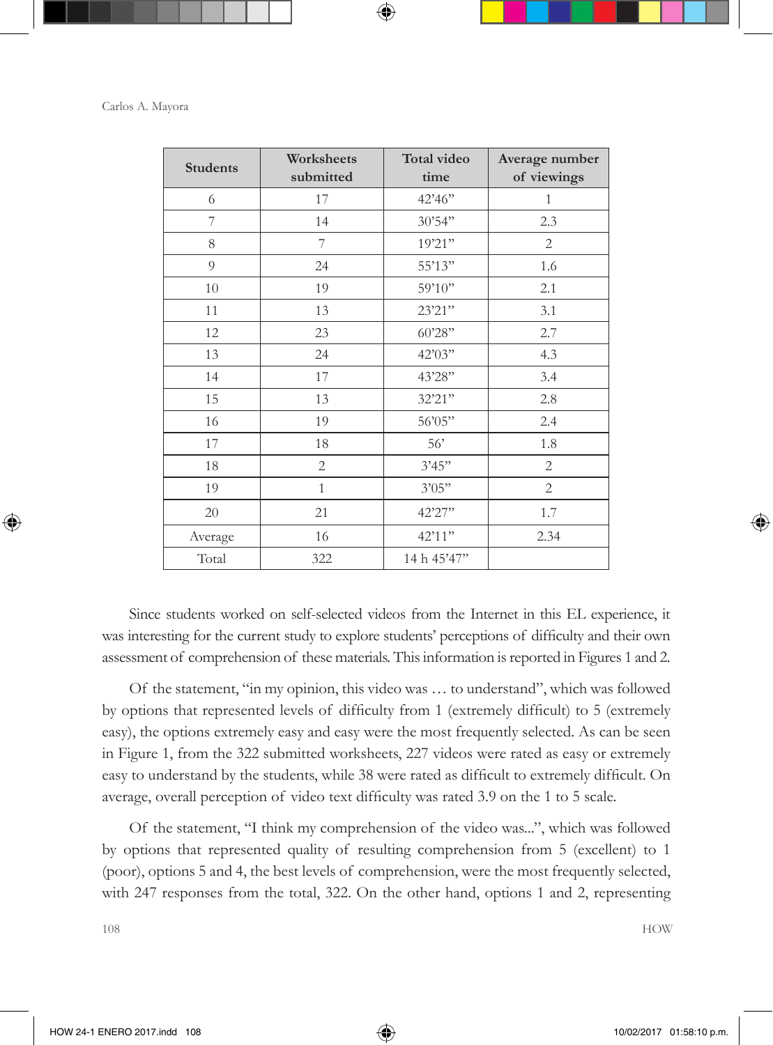| Students | Worksheets submitted | Total video time | Average number of viewings |
|---|---|---|---|
| 6 | 17 | 42'46" | 1 |
| 7 | 14 | 30'54" | 2.3 |
| 8 | 7 | 19'21" | 2 |
| 9 | 24 | 55'13" | 1.6 |
| 10 | 19 | 59'10" | 2.1 |
| 11 | 13 | 23'21" | 3.1 |
| 12 | 23 | 60'28" | 2.7 |
| 13 | 24 | 42'03" | 4.3 |
| 14 | 17 | 43'28" | 3.4 |
| 15 | 13 | 32'21" | 2.8 |
| 16 | 19 | 56'05" | 2.4 |
| 17 | 18 | 56' | 1.8 |
| 18 | 2 | 3'45" | 2 |
| 19 | 1 | 3'05" | 2 |
| 20 | 21 | 42'27" | 1.7 |
| Average | 16 | 42'11" | 2.34 |
| Total | 322 | 14 h 45'47" | |

Since students worked on self-selected videos from the Internet in this EL experience, it was interesting for the current study to explore students' perceptions of difficulty and their own assessment of comprehension of these materials. This information is reported in Figures 1 and 2.

Of the statement, "in my opinion, this video was … to understand", which was followed by options that represented levels of difficulty from 1 (extremely difficult) to 5 (extremely easy), the options extremely easy and easy were the most frequently selected. As can be seen in Figure 1, from the 322 submitted worksheets, 227 videos were rated as easy or extremely easy to understand by the students, while 38 were rated as difficult to extremely difficult. On average, overall perception of video text difficulty was rated 3.9 on the 1 to 5 scale.

Of the statement, "I think my comprehension of the video was...", which was followed by options that represented quality of resulting comprehension from 5 (excellent) to 1 (poor), options 5 and 4, the best levels of comprehension, were the most frequently selected, with 247 responses from the total, 322. On the other hand, options 1 and 2, representing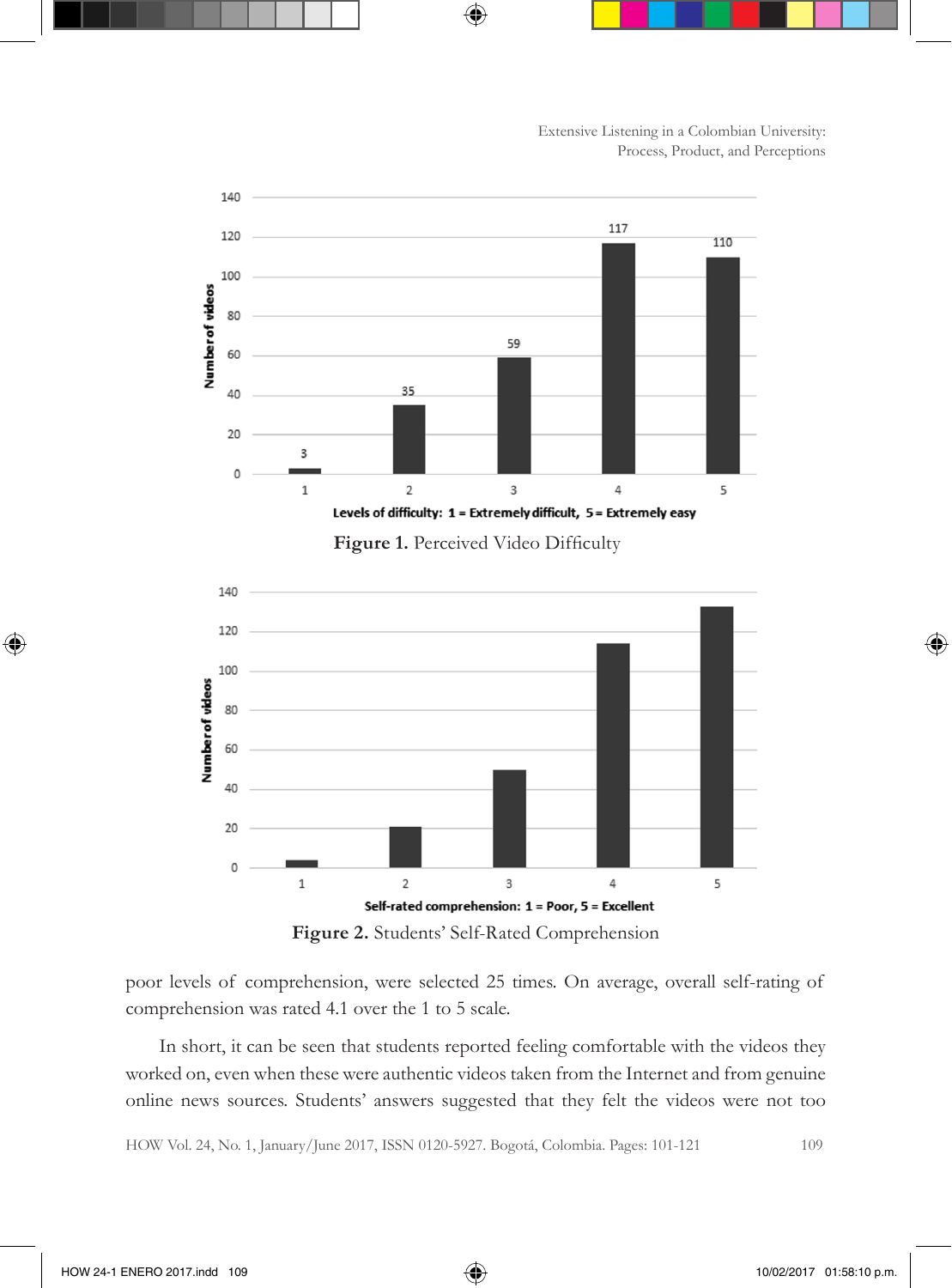**Figure 1.** Perceived Video Difficulty

**Figure 2.** Students' Self-Rated Comprehension

poor levels of comprehension, were selected 25 times. On average, overall self-rating of comprehension was rated 4.1 over the 1 to 5 scale.

In short, it can be seen that students reported feeling comfortable with the videos they worked on, even when these were authentic videos taken from the Internet and from genuine online news sources. Students' answers suggested that they felt the videos were not too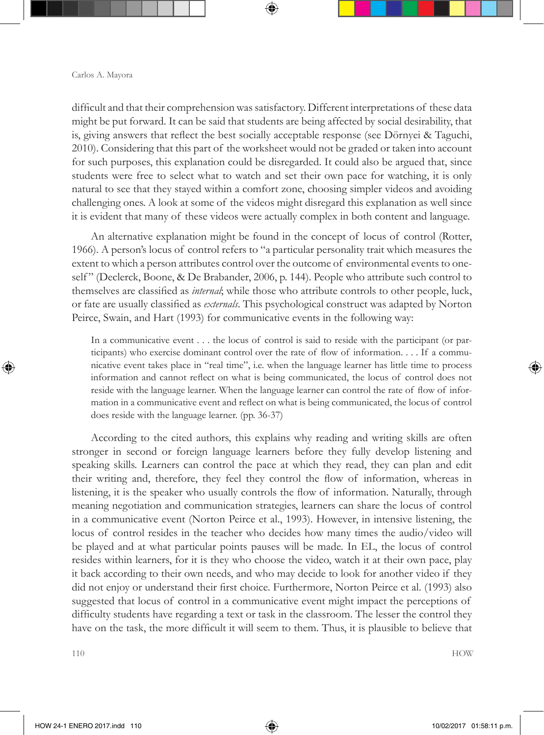difficult and that their comprehension was satisfactory. Different interpretations of these data might be put forward. It can be said that students are being affected by social desirability, that is, giving answers that reflect the best socially acceptable response (see Dörnyei & Taguchi, 2010). Considering that this part of the worksheet would not be graded or taken into account for such purposes, this explanation could be disregarded. It could also be argued that, since students were free to select what to watch and set their own pace for watching, it is only natural to see that they stayed within a comfort zone, choosing simpler videos and avoiding challenging ones. A look at some of the videos might disregard this explanation as well since it is evident that many of these videos were actually complex in both content and language.

An alternative explanation might be found in the concept of locus of control (Rotter, 1966). A person's locus of control refers to "a particular personality trait which measures the extent to which a person attributes control over the outcome of environmental events to oneself" (Declerck, Boone, & De Brabander, 2006, p. 144). People who attribute such control to themselves are classified as *internal*; while those who attribute controls to other people, luck, or fate are usually classified as *externals*. This psychological construct was adapted by Norton Peirce, Swain, and Hart (1993) for communicative events in the following way:

> In a communicative event . . . the locus of control is said to reside with the participant (or participants) who exercise dominant control over the rate of flow of information. . . . If a communicative event takes place in "real time", i.e. when the language learner has little time to process information and cannot reflect on what is being communicated, the locus of control does not reside with the language learner. When the language learner can control the rate of flow of information in a communicative event and reflect on what is being communicated, the locus of control does reside with the language learner. (pp. 36-37)

According to the cited authors, this explains why reading and writing skills are often stronger in second or foreign language learners before they fully develop listening and speaking skills. Learners can control the pace at which they read, they can plan and edit their writing and, therefore, they feel they control the flow of information, whereas in listening, it is the speaker who usually controls the flow of information. Naturally, through meaning negotiation and communication strategies, learners can share the locus of control in a communicative event (Norton Peirce et al., 1993). However, in intensive listening, the locus of control resides in the teacher who decides how many times the audio/video will be played and at what particular points pauses will be made. In EL, the locus of control resides within learners, for it is they who choose the video, watch it at their own pace, play it back according to their own needs, and who may decide to look for another video if they did not enjoy or understand their first choice. Furthermore, Norton Peirce et al. (1993) also suggested that locus of control in a communicative event might impact the perceptions of difficulty students have regarding a text or task in the classroom. The lesser the control they have on the task, the more difficult it will seem to them. Thus, it is plausible to believe that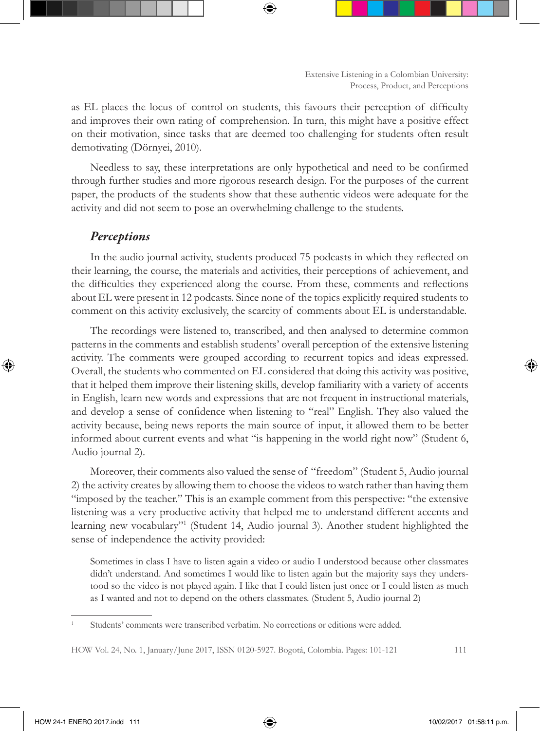as EL places the locus of control on students, this favours their perception of difficulty and improves their own rating of comprehension. In turn, this might have a positive effect on their motivation, since tasks that are deemed too challenging for students often result demotivating (Dörnyei, 2010).

Needless to say, these interpretations are only hypothetical and need to be confirmed through further studies and more rigorous research design. For the purposes of the current paper, the products of the students show that these authentic videos were adequate for the activity and did not seem to pose an overwhelming challenge to the students.

## *Perceptions*

In the audio journal activity, students produced 75 podcasts in which they reflected on their learning, the course, the materials and activities, their perceptions of achievement, and the difficulties they experienced along the course. From these, comments and reflections about EL were present in 12 podcasts. Since none of the topics explicitly required students to comment on this activity exclusively, the scarcity of comments about EL is understandable.

The recordings were listened to, transcribed, and then analysed to determine common patterns in the comments and establish students' overall perception of the extensive listening activity. The comments were grouped according to recurrent topics and ideas expressed. Overall, the students who commented on EL considered that doing this activity was positive, that it helped them improve their listening skills, develop familiarity with a variety of accents in English, learn new words and expressions that are not frequent in instructional materials, and develop a sense of confidence when listening to "real" English. They also valued the activity because, being news reports the main source of input, it allowed them to be better informed about current events and what "is happening in the world right now" (Student 6, Audio journal 2).

Moreover, their comments also valued the sense of "freedom" (Student 5, Audio journal 2) the activity creates by allowing them to choose the videos to watch rather than having them "imposed by the teacher." This is an example comment from this perspective: "the extensive listening was a very productive activity that helped me to understand different accents and learning new vocabulary"[1] (Student 14, Audio journal 3). Another student highlighted the sense of independence the activity provided:

> Sometimes in class I have to listen again a video or audio I understood because other classmates didn't understand. And sometimes I would like to listen again but the majority says they understood so the video is not played again. I like that I could listen just once or I could listen as much as I wanted and not to depend on the others classmates. (Student 5, Audio journal 2)

[1] Students' comments were transcribed verbatim. No corrections or editions were added.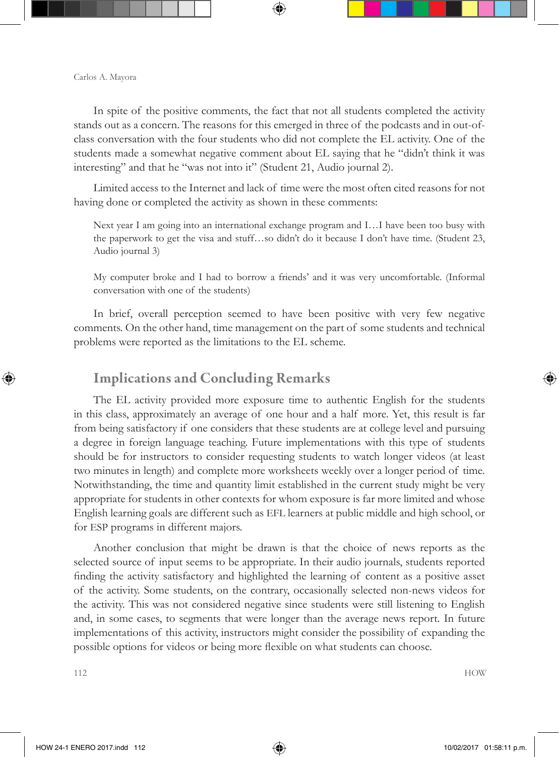In spite of the positive comments, the fact that not all students completed the activity stands out as a concern. The reasons for this emerged in three of the podcasts and in out-of-class conversation with the four students who did not complete the EL activity. One of the students made a somewhat negative comment about EL saying that he "didn't think it was interesting" and that he "was not into it" (Student 21, Audio journal 2).

Limited access to the Internet and lack of time were the most often cited reasons for not having done or completed the activity as shown in these comments:

> Next year I am going into an international exchange program and I…I have been too busy with the paperwork to get the visa and stuff…so didn't do it because I don't have time. (Student 23, Audio journal 3)

> My computer broke and I had to borrow a friends' and it was very uncomfortable. (Informal conversation with one of the students)

In brief, overall perception seemed to have been positive with very few negative comments. On the other hand, time management on the part of some students and technical problems were reported as the limitations to the EL scheme.

## Implications and Concluding Remarks

The EL activity provided more exposure time to authentic English for the students in this class, approximately an average of one hour and a half more. Yet, this result is far from being satisfactory if one considers that these students are at college level and pursuing a degree in foreign language teaching. Future implementations with this type of students should be for instructors to consider requesting students to watch longer videos (at least two minutes in length) and complete more worksheets weekly over a longer period of time. Notwithstanding, the time and quantity limit established in the current study might be very appropriate for students in other contexts for whom exposure is far more limited and whose English learning goals are different such as EFL learners at public middle and high school, or for ESP programs in different majors.

Another conclusion that might be drawn is that the choice of news reports as the selected source of input seems to be appropriate. In their audio journals, students reported finding the activity satisfactory and highlighted the learning of content as a positive asset of the activity. Some students, on the contrary, occasionally selected non-news videos for the activity. This was not considered negative since students were still listening to English and, in some cases, to segments that were longer than the average news report. In future implementations of this activity, instructors might consider the possibility of expanding the possible options for videos or being more flexible on what students can choose.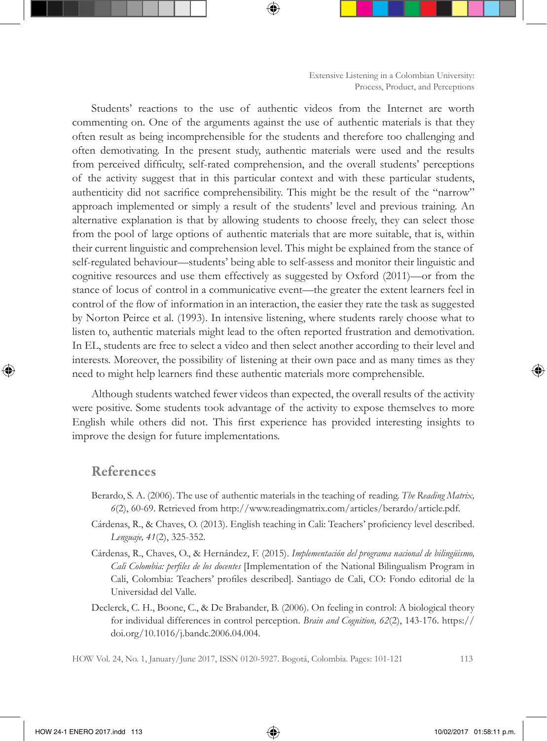Students' reactions to the use of authentic videos from the Internet are worth commenting on. One of the arguments against the use of authentic materials is that they often result as being incomprehensible for the students and therefore too challenging and often demotivating. In the present study, authentic materials were used and the results from perceived difficulty, self-rated comprehension, and the overall students' perceptions of the activity suggest that in this particular context and with these particular students, authenticity did not sacrifice comprehensibility. This might be the result of the "narrow" approach implemented or simply a result of the students' level and previous training. An alternative explanation is that by allowing students to choose freely, they can select those from the pool of large options of authentic materials that are more suitable, that is, within their current linguistic and comprehension level. This might be explained from the stance of self-regulated behaviour—students' being able to self-assess and monitor their linguistic and cognitive resources and use them effectively as suggested by Oxford (2011)—or from the stance of locus of control in a communicative event—the greater the extent learners feel in control of the flow of information in an interaction, the easier they rate the task as suggested by Norton Peirce et al. (1993). In intensive listening, where students rarely choose what to listen to, authentic materials might lead to the often reported frustration and demotivation. In EL, students are free to select a video and then select another according to their level and interests. Moreover, the possibility of listening at their own pace and as many times as they need to might help learners find these authentic materials more comprehensible.

Although students watched fewer videos than expected, the overall results of the activity were positive. Some students took advantage of the activity to expose themselves to more English while others did not. This first experience has provided interesting insights to improve the design for future implementations.

## References

Berardo, S. A. (2006). The use of authentic materials in the teaching of reading. *The Reading Matrix, 6*(2), 60-69. Retrieved from http://www.readingmatrix.com/articles/berardo/article.pdf.

Cárdenas, R., & Chaves, O. (2013). English teaching in Cali: Teachers' proficiency level described. *Lenguaje, 41*(2), 325-352.

Cárdenas, R., Chaves, O., & Hernández, F. (2015). *Implementación del programa nacional de bilingüismo, Cali Colombia: perfiles de los docentes* [Implementation of the National Bilingualism Program in Cali, Colombia: Teachers' profiles described]. Santiago de Cali, CO: Fondo editorial de la Universidad del Valle.

Declerck, C. H., Boone, C., & De Brabander, B. (2006). On feeling in control: A biological theory for individual differences in control perception. *Brain and Cognition, 62*(2), 143-176. https://doi.org/10.1016/j.bandc.2006.04.004.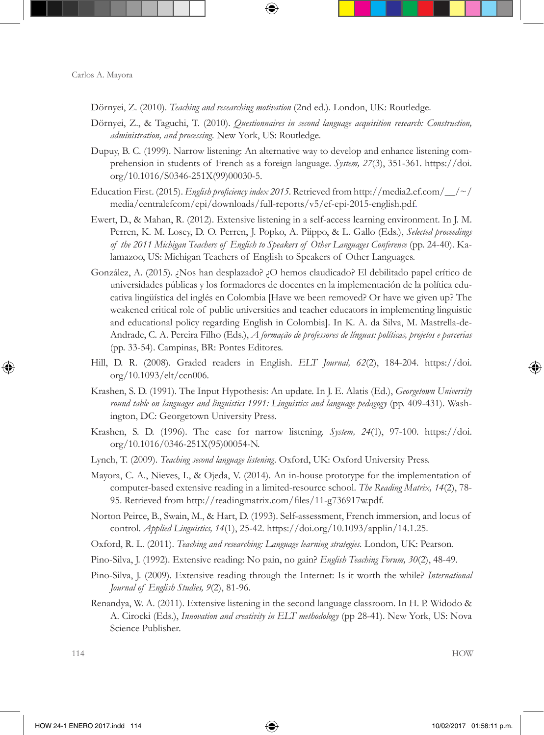Dörnyei, Z. (2010). *Teaching and researching motivation* (2nd ed.). London, UK: Routledge.

Dörnyei, Z., & Taguchi, T. (2010). *Questionnaires in second language acquisition research: Construction, administration, and processing*. New York, US: Routledge.

Dupuy, B. C. (1999). Narrow listening: An alternative way to develop and enhance listening comprehension in students of French as a foreign language. *System, 27*(3), 351-361. https://doi.org/10.1016/S0346-251X(99)00030-5.

Education First. (2015). *English proficiency index 2015*. Retrieved from http://media2.ef.com/__/~/media/centralefcom/epi/downloads/full-reports/v5/ef-epi-2015-english.pdf.

Ewert, D., & Mahan, R. (2012). Extensive listening in a self-access learning environment. In J. M. Perren, K. M. Losey, D. O. Perren, J. Popko, A. Piippo, & L. Gallo (Eds.), *Selected proceedings of the 2011 Michigan Teachers of English to Speakers of Other Languages Conference* (pp. 24-40). Kalamazoo, US: Michigan Teachers of English to Speakers of Other Languages.

González, A. (2015). ¿Nos han desplazado? ¿O hemos claudicado? El debilitado papel crítico de universidades públicas y los formadores de docentes en la implementación de la política educativa lingüística del inglés en Colombia [Have we been removed? Or have we given up? The weakened critical role of public universities and teacher educators in implementing linguistic and educational policy regarding English in Colombia]. In K. A. da Silva, M. Mastrella-de-Andrade, C. A. Pereira Filho (Eds.), *A formação de professores de línguas: políticas, projetos e parcerias* (pp. 33-54). Campinas, BR: Pontes Editores.

Hill, D. R. (2008). Graded readers in English. *ELT Journal, 62*(2), 184-204. https://doi.org/10.1093/elt/ccn006.

Krashen, S. D. (1991). The Input Hypothesis: An update. In J. E. Alatis (Ed.), *Georgetown University round table on languages and linguistics 1991: Linguistics and language pedagogy* (pp. 409-431). Washington, DC: Georgetown University Press.

Krashen, S. D. (1996). The case for narrow listening. *System, 24*(1), 97-100. https://doi.org/10.1016/0346-251X(95)00054-N.

Lynch, T. (2009). *Teaching second language listening*. Oxford, UK: Oxford University Press.

Mayora, C. A., Nieves, I., & Ojeda, V. (2014). An in-house prototype for the implementation of computer-based extensive reading in a limited-resource school. *The Reading Matrix, 14*(2), 78-95. Retrieved from http://readingmatrix.com/files/11-g736917w.pdf.

Norton Peirce, B., Swain, M., & Hart, D. (1993). Self-assessment, French immersion, and locus of control. *Applied Linguistics, 14*(1), 25-42. https://doi.org/10.1093/applin/14.1.25.

Oxford, R. L. (2011). *Teaching and researching: Language learning strategies*. London, UK: Pearson.

Pino-Silva, J. (1992). Extensive reading: No pain, no gain? *English Teaching Forum, 30*(2), 48-49.

Pino-Silva, J. (2009). Extensive reading through the Internet: Is it worth the while? *International Journal of English Studies, 9*(2), 81-96.

Renandya, W. A. (2011). Extensive listening in the second language classroom. In H. P. Widodo & A. Cirocki (Eds.), *Innovation and creativity in ELT methodology* (pp 28-41). New York, US: Nova Science Publisher.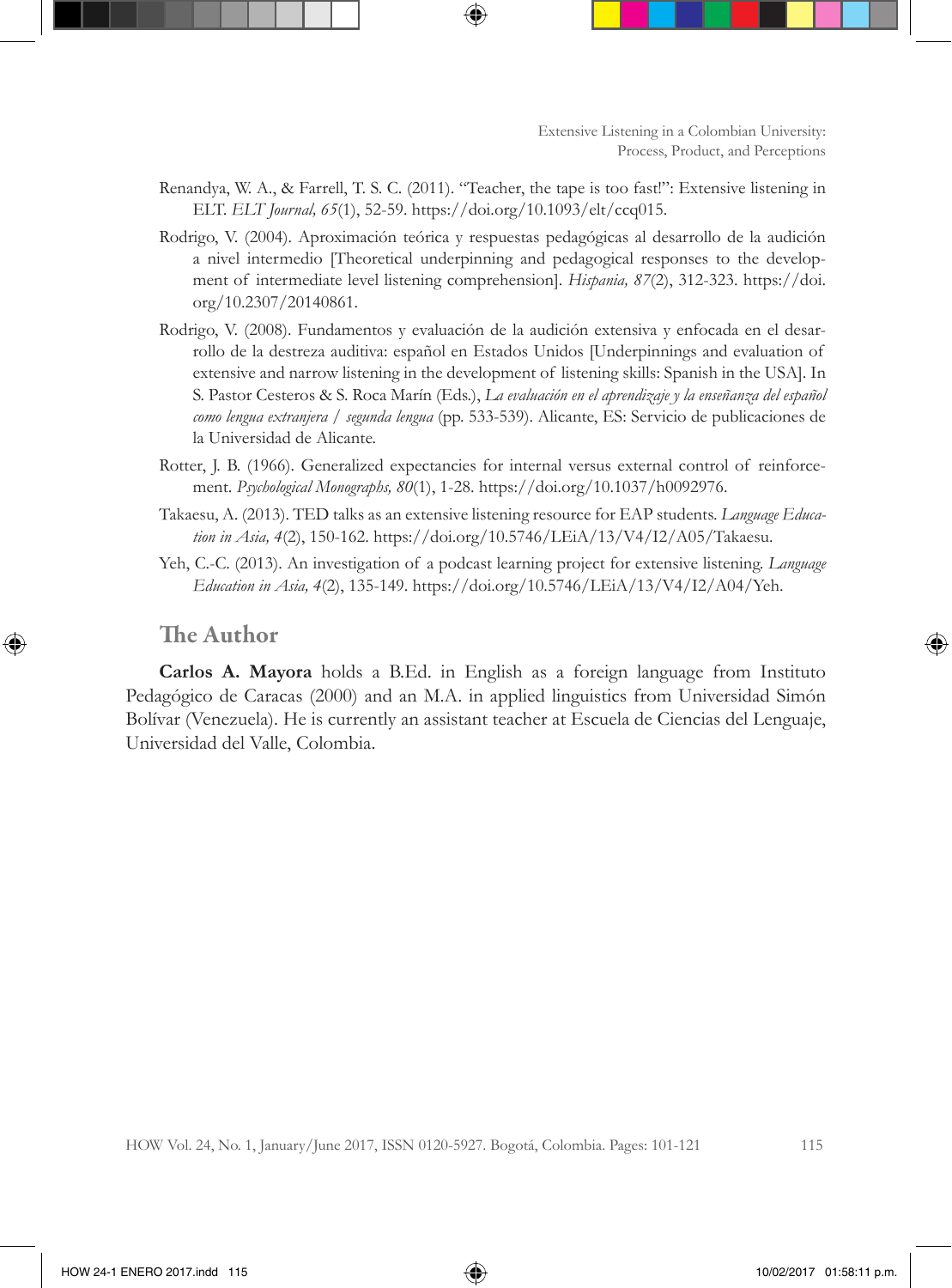Renandya, W. A., & Farrell, T. S. C. (2011). "Teacher, the tape is too fast!": Extensive listening in ELT. *ELT Journal, 65*(1), 52-59. https://doi.org/10.1093/elt/ccq015.

Rodrigo, V. (2004). Aproximación teórica y respuestas pedagógicas al desarrollo de la audición a nivel intermedio [Theoretical underpinning and pedagogical responses to the development of intermediate level listening comprehension]. *Hispania, 87*(2), 312-323. https://doi.org/10.2307/20140861.

Rodrigo, V. (2008). Fundamentos y evaluación de la audición extensiva y enfocada en el desarrollo de la destreza auditiva: español en Estados Unidos [Underpinnings and evaluation of extensive and narrow listening in the development of listening skills: Spanish in the USA]. In S. Pastor Cesteros & S. Roca Marín (Eds.), *La evaluación en el aprendizaje y la enseñanza del español como lengua extranjera / segunda lengua* (pp. 533-539). Alicante, ES: Servicio de publicaciones de la Universidad de Alicante.

Rotter, J. B. (1966). Generalized expectancies for internal versus external control of reinforcement. *Psychological Monographs, 80*(1), 1-28. https://doi.org/10.1037/h0092976.

Takaesu, A. (2013). TED talks as an extensive listening resource for EAP students. *Language Education in Asia, 4*(2), 150-162. https://doi.org/10.5746/LEiA/13/V4/I2/A05/Takaesu.

Yeh, C.-C. (2013). An investigation of a podcast learning project for extensive listening. *Language Education in Asia, 4*(2), 135-149. https://doi.org/10.5746/LEiA/13/V4/I2/A04/Yeh.

## The Author

**Carlos A. Mayora** holds a B.Ed. in English as a foreign language from Instituto Pedagógico de Caracas (2000) and an M.A. in applied linguistics from Universidad Simón Bolívar (Venezuela). He is currently an assistant teacher at Escuela de Ciencias del Lenguaje, Universidad del Valle, Colombia.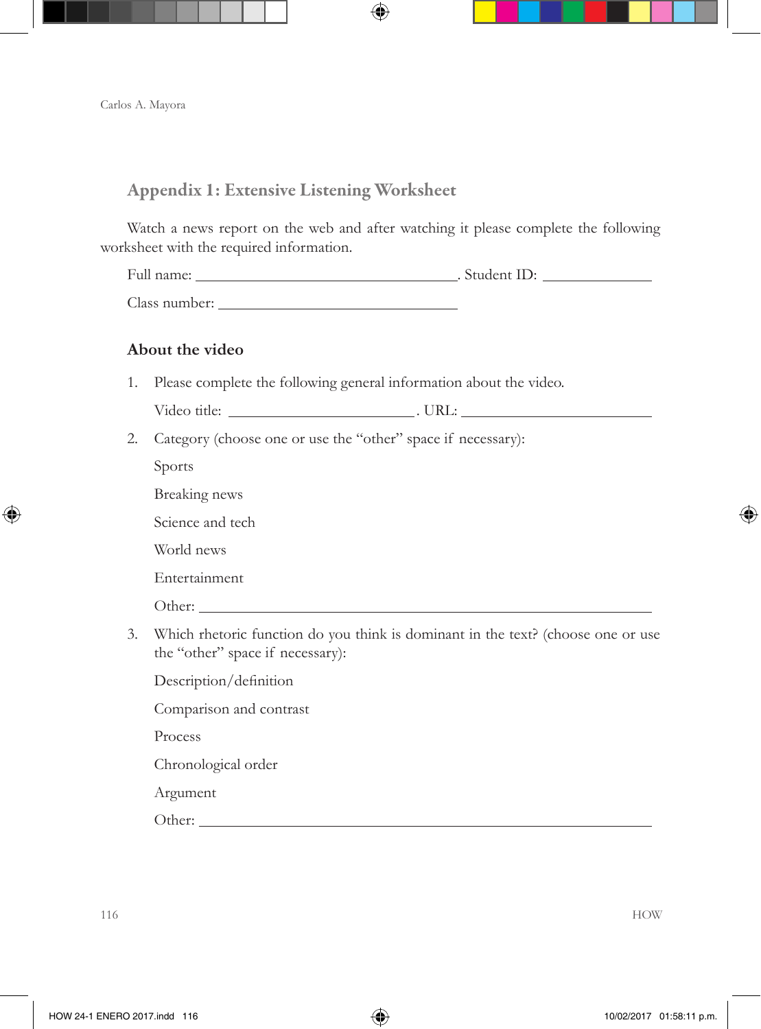## Appendix 1: Extensive Listening Worksheet

Watch a news report on the web and after watching it please complete the following worksheet with the required information.

Full name: ______________________________. Student ID: ____________

Class number: ____________________________

### About the video

1. Please complete the following general information about the video.

   Video title: ______________________. URL: ______________________

2. Category (choose one or use the "other" space if necessary):

   Sports

   Breaking news

   Science and tech

   World news

   Entertainment

   Other: ______________________________________________________

3. Which rhetoric function do you think is dominant in the text? (choose one or use the "other" space if necessary):

   Description/definition

   Comparison and contrast

   Process

   Chronological order

   Argument

   Other: ______________________________________________________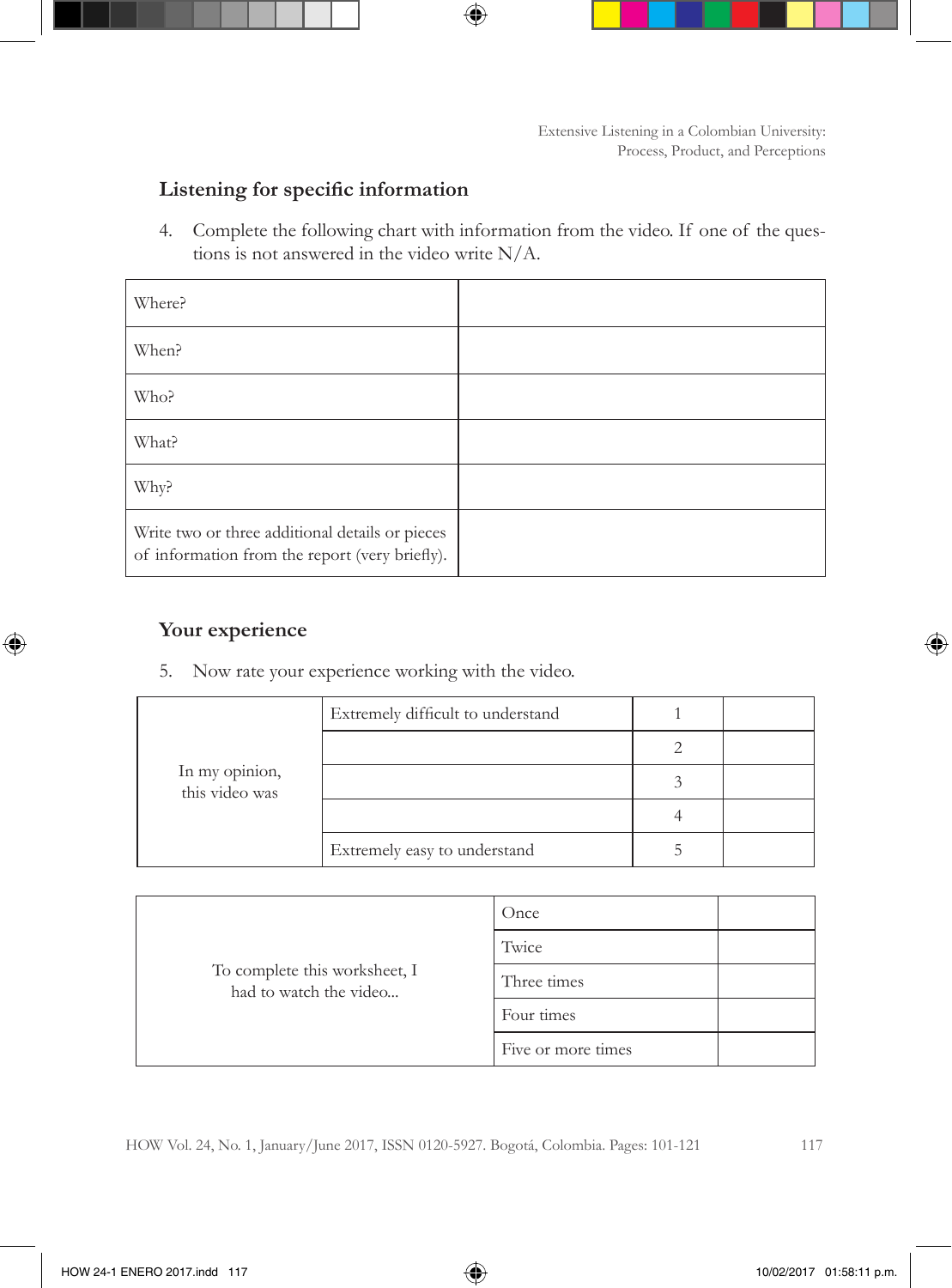### Listening for specific information

4. Complete the following chart with information from the video. If one of the questions is not answered in the video write N/A.

| | |
|---|---|
| Where? | |
| When? | |
| Who? | |
| What? | |
| Why? | |
| Write two or three additional details or pieces of information from the report (very briefly). | |

### Your experience

5. Now rate your experience working with the video.

| | | | |
|---|---|---|---|
| In my opinion, this video was | Extremely difficult to understand | 1 | |
| | | 2 | |
| | | 3 | |
| | | 4 | |
| | Extremely easy to understand | 5 | |

| | | |
|---|---|---|
| To complete this worksheet, I had to watch the video... | Once | |
| | Twice | |
| | Three times | |
| | Four times | |
| | Five or more times | |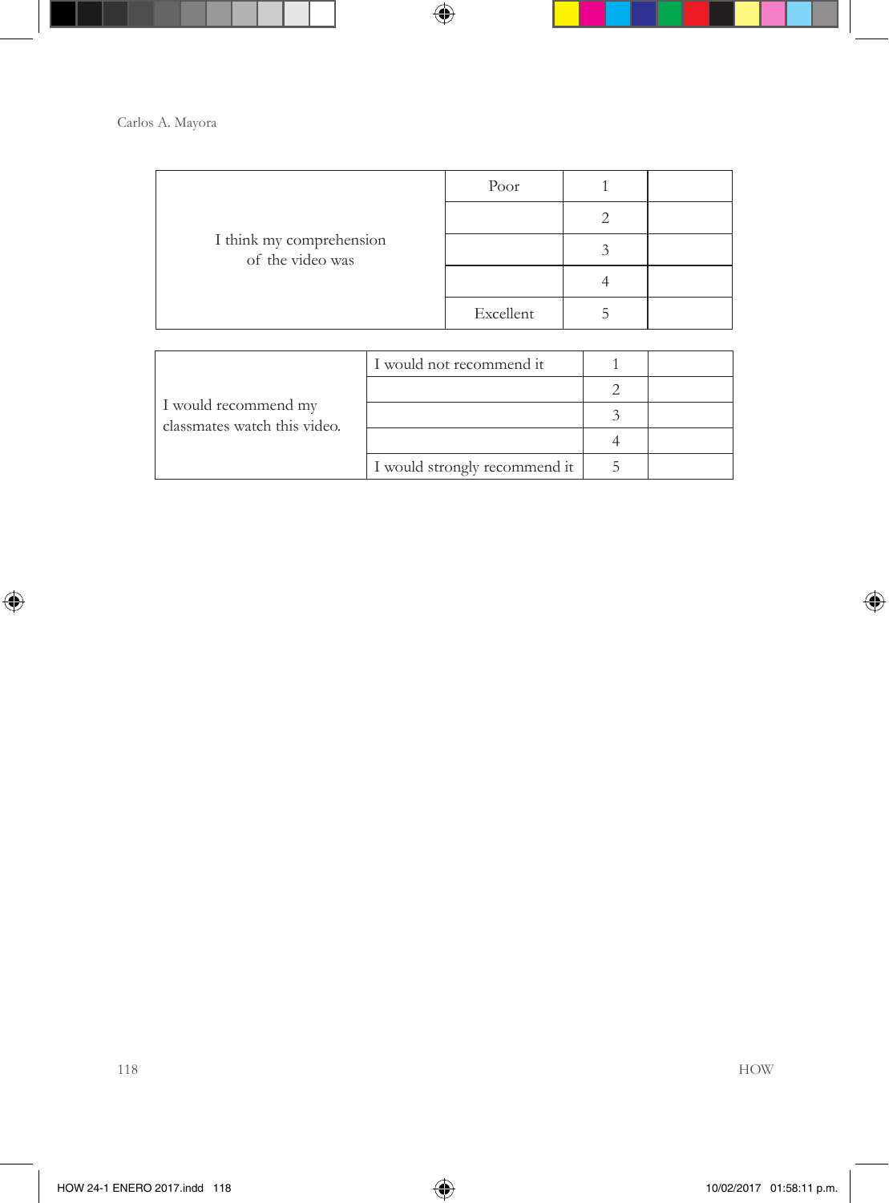| | | | |
|---|---|---|---|
| I think my comprehension of the video was | Poor | 1 | |
| | | 2 | |
| | | 3 | |
| | | 4 | |
| | Excellent | 5 | |

| | | | |
|---|---|---|---|
| I would recommend my classmates watch this video. | I would not recommend it | 1 | |
| | | 2 | |
| | | 3 | |
| | | 4 | |
| | I would strongly recommend it | 5 | |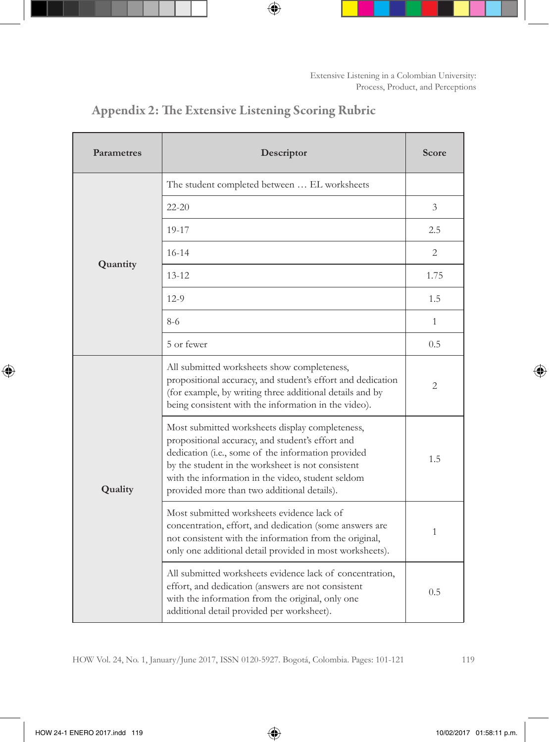## Appendix 2: The Extensive Listening Scoring Rubric

| Parametres | Descriptor | Score |
|---|---|---|
| Quantity | The student completed between … EL worksheets | |
| | 22-20 | 3 |
| | 19-17 | 2.5 |
| | 16-14 | 2 |
| | 13-12 | 1.75 |
| | 12-9 | 1.5 |
| | 8-6 | 1 |
| | 5 or fewer | 0.5 |
| Quality | All submitted worksheets show completeness, propositional accuracy, and student's effort and dedication (for example, by writing three additional details and by being consistent with the information in the video). | 2 |
| | Most submitted worksheets display completeness, propositional accuracy, and student's effort and dedication (i.e., some of the information provided by the student in the worksheet is not consistent with the information in the video, student seldom provided more than two additional details). | 1.5 |
| | Most submitted worksheets evidence lack of concentration, effort, and dedication (some answers are not consistent with the information from the original, only one additional detail provided in most worksheets). | 1 |
| | All submitted worksheets evidence lack of concentration, effort, and dedication (answers are not consistent with the information from the original, only one additional detail provided per worksheet). | 0.5 |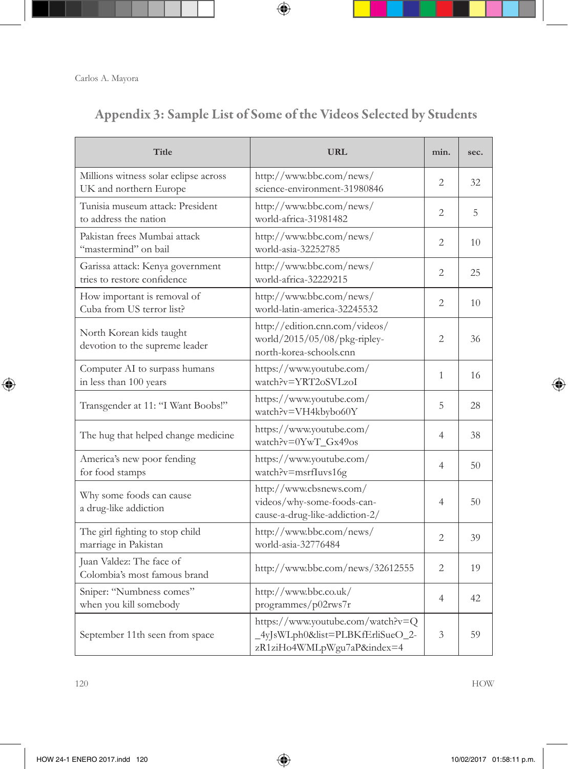## Appendix 3: Sample List of Some of the Videos Selected by Students

| Title | URL | min. | sec. |
|---|---|---|---|
| Millions witness solar eclipse across UK and northern Europe | http://www.bbc.com/news/science-environment-31980846 | 2 | 32 |
| Tunisia museum attack: President to address the nation | http://www.bbc.com/news/world-africa-31981482 | 2 | 5 |
| Pakistan frees Mumbai attack "mastermind" on bail | http://www.bbc.com/news/world-asia-32252785 | 2 | 10 |
| Garissa attack: Kenya government tries to restore confidence | http://www.bbc.com/news/world-africa-32229215 | 2 | 25 |
| How important is removal of Cuba from US terror list? | http://www.bbc.com/news/world-latin-america-32245532 | 2 | 10 |
| North Korean kids taught devotion to the supreme leader | http://edition.cnn.com/videos/world/2015/05/08/pkg-ripley-north-korea-schools.cnn | 2 | 36 |
| Computer AI to surpass humans in less than 100 years | https://www.youtube.com/watch?v=YRT2oSVLzoI | 1 | 16 |
| Transgender at 11: "I Want Boobs!" | https://www.youtube.com/watch?v=VH4kbybo60Y | 5 | 28 |
| The hug that helped change medicine | https://www.youtube.com/watch?v=0YwT_Gx49os | 4 | 38 |
| America's new poor fending for food stamps | https://www.youtube.com/watch?v=msrfIuvs16g | 4 | 50 |
| Why some foods can cause a drug-like addiction | http://www.cbsnews.com/videos/why-some-foods-can-cause-a-drug-like-addiction-2/ | 4 | 50 |
| The girl fighting to stop child marriage in Pakistan | http://www.bbc.com/news/world-asia-32776484 | 2 | 39 |
| Juan Valdez: The face of Colombia's most famous brand | http://www.bbc.com/news/32612555 | 2 | 19 |
| Sniper: "Numbness comes" when you kill somebody | http://www.bbc.co.uk/programmes/p02rws7r | 4 | 42 |
| September 11th seen from space | https://www.youtube.com/watch?v=Q_4yJsWLph0&list=PLBKfErliSueO_2-zR1ziHo4WMLpWgu7aP&index=4 | 3 | 59 |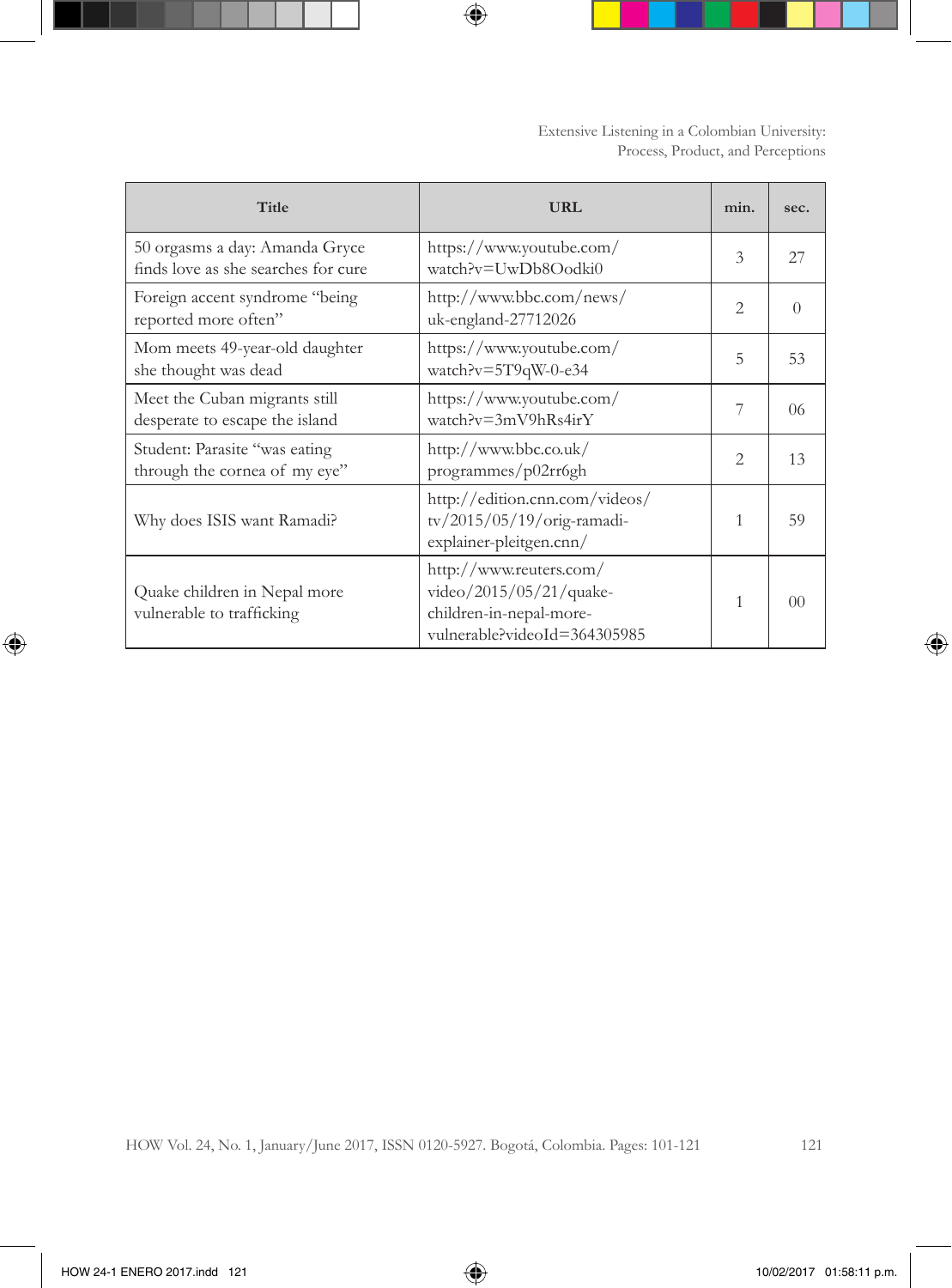| Title | URL | min. | sec. |
|---|---|---|---|
| 50 orgasms a day: Amanda Gryce finds love as she searches for cure | https://www.youtube.com/watch?v=UwDb8Oodki0 | 3 | 27 |
| Foreign accent syndrome "being reported more often" | http://www.bbc.com/news/uk-england-27712026 | 2 | 0 |
| Mom meets 49-year-old daughter she thought was dead | https://www.youtube.com/watch?v=5T9qW-0-e34 | 5 | 53 |
| Meet the Cuban migrants still desperate to escape the island | https://www.youtube.com/watch?v=3mV9hRs4irY | 7 | 06 |
| Student: Parasite "was eating through the cornea of my eye" | http://www.bbc.co.uk/programmes/p02rr6gh | 2 | 13 |
| Why does ISIS want Ramadi? | http://edition.cnn.com/videos/tv/2015/05/19/orig-ramadi-explainer-pleitgen.cnn/ | 1 | 59 |
| Quake children in Nepal more vulnerable to trafficking | http://www.reuters.com/video/2015/05/21/quake-children-in-nepal-more-vulnerable?videoId=364305985 | 1 | 00 |